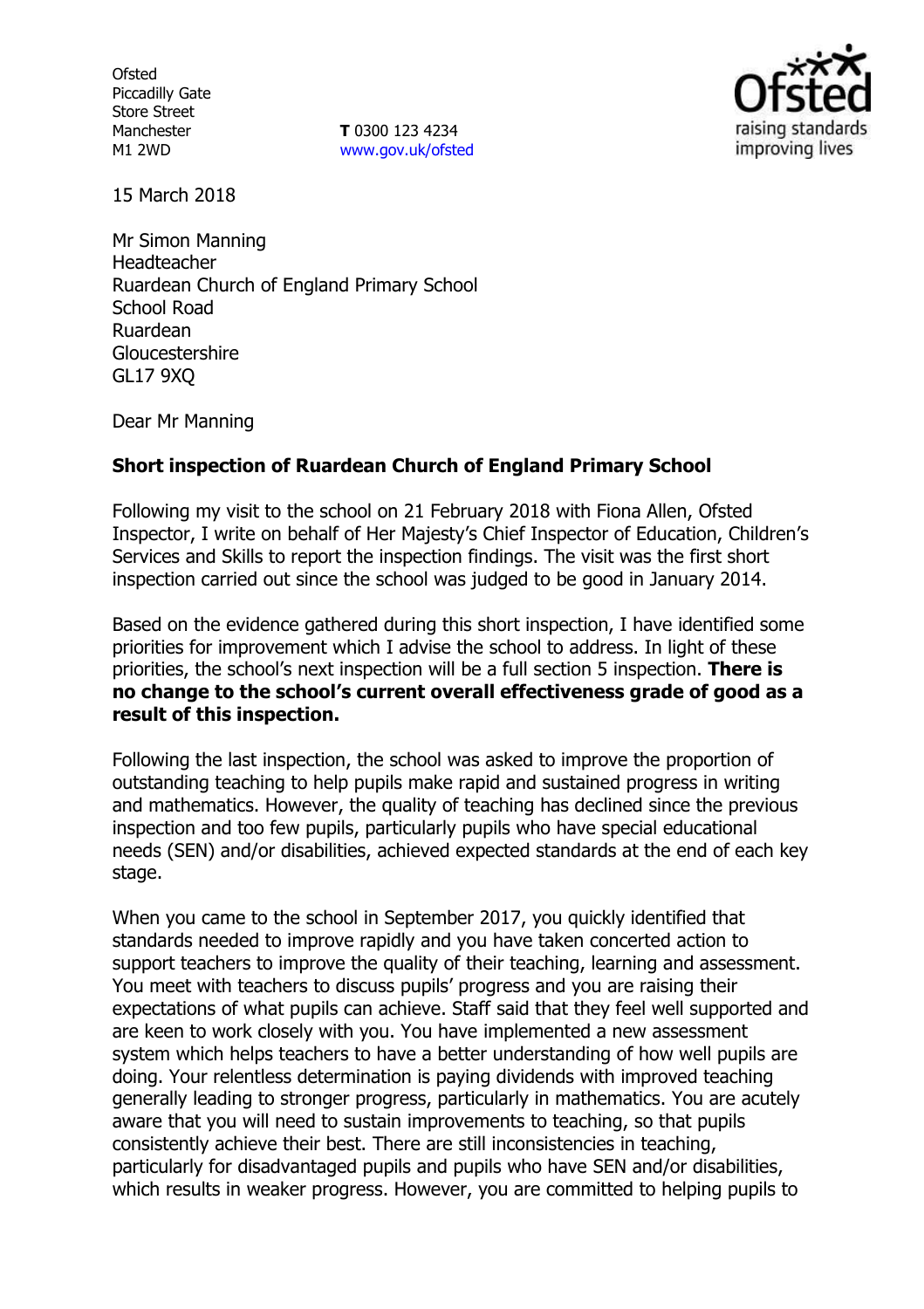Ofsted
Piccadilly Gate
Store Street
Manchester
M1 2WD

**T** 0300 123 4234
www.gov.uk/ofsted

15 March 2018

Mr Simon Manning
Headteacher
Ruardean Church of England Primary School
School Road
Ruardean
Gloucestershire
GL17 9XQ

Dear Mr Manning

**Short inspection of Ruardean Church of England Primary School**

Following my visit to the school on 21 February 2018 with Fiona Allen, Ofsted Inspector, I write on behalf of Her Majesty's Chief Inspector of Education, Children's Services and Skills to report the inspection findings. The visit was the first short inspection carried out since the school was judged to be good in January 2014.

Based on the evidence gathered during this short inspection, I have identified some priorities for improvement which I advise the school to address. In light of these priorities, the school's next inspection will be a full section 5 inspection. **There is no change to the school's current overall effectiveness grade of good as a result of this inspection.**

Following the last inspection, the school was asked to improve the proportion of outstanding teaching to help pupils make rapid and sustained progress in writing and mathematics. However, the quality of teaching has declined since the previous inspection and too few pupils, particularly pupils who have special educational needs (SEN) and/or disabilities, achieved expected standards at the end of each key stage.

When you came to the school in September 2017, you quickly identified that standards needed to improve rapidly and you have taken concerted action to support teachers to improve the quality of their teaching, learning and assessment. You meet with teachers to discuss pupils' progress and you are raising their expectations of what pupils can achieve. Staff said that they feel well supported and are keen to work closely with you. You have implemented a new assessment system which helps teachers to have a better understanding of how well pupils are doing. Your relentless determination is paying dividends with improved teaching generally leading to stronger progress, particularly in mathematics. You are acutely aware that you will need to sustain improvements to teaching, so that pupils consistently achieve their best. There are still inconsistencies in teaching, particularly for disadvantaged pupils and pupils who have SEN and/or disabilities, which results in weaker progress. However, you are committed to helping pupils to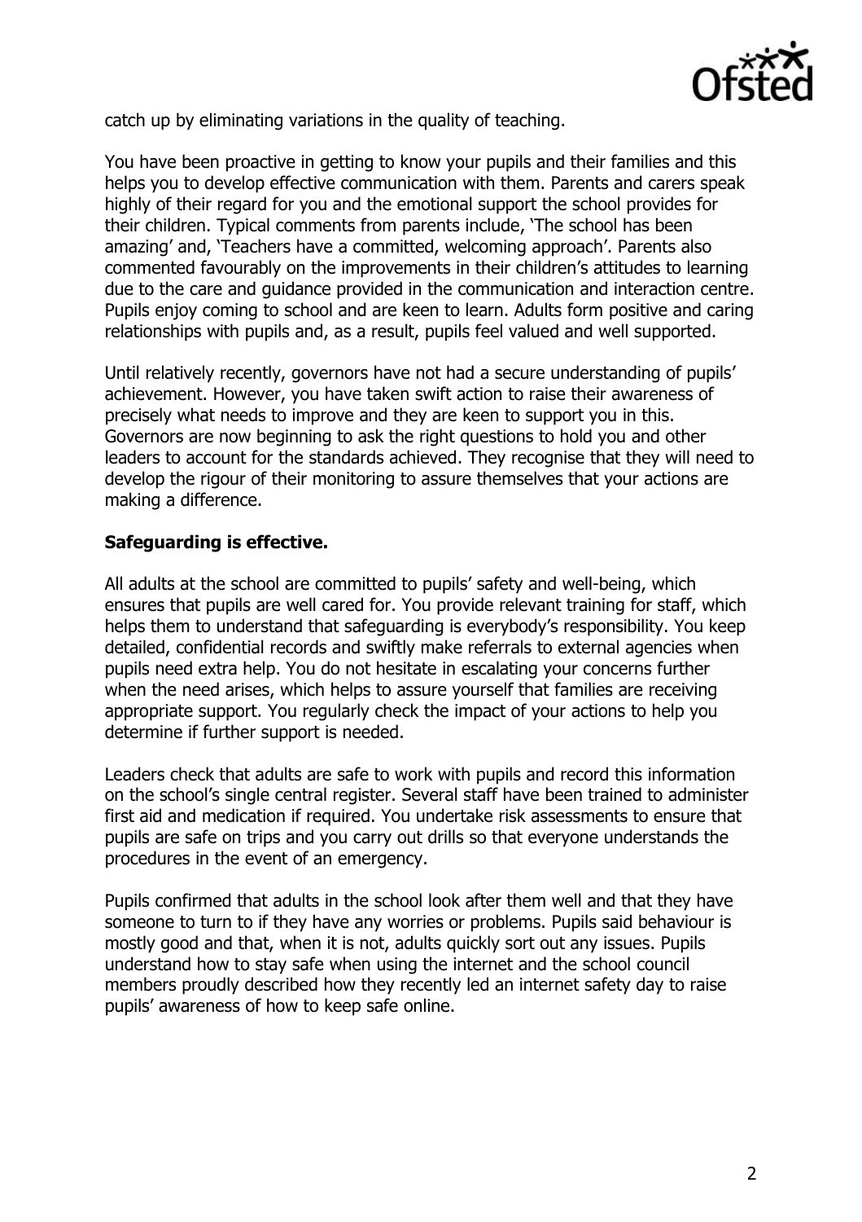catch up by eliminating variations in the quality of teaching.

You have been proactive in getting to know your pupils and their families and this helps you to develop effective communication with them. Parents and carers speak highly of their regard for you and the emotional support the school provides for their children. Typical comments from parents include, 'The school has been amazing' and, 'Teachers have a committed, welcoming approach'. Parents also commented favourably on the improvements in their children's attitudes to learning due to the care and guidance provided in the communication and interaction centre. Pupils enjoy coming to school and are keen to learn. Adults form positive and caring relationships with pupils and, as a result, pupils feel valued and well supported.

Until relatively recently, governors have not had a secure understanding of pupils' achievement. However, you have taken swift action to raise their awareness of precisely what needs to improve and they are keen to support you in this. Governors are now beginning to ask the right questions to hold you and other leaders to account for the standards achieved. They recognise that they will need to develop the rigour of their monitoring to assure themselves that your actions are making a difference.

**Safeguarding is effective.**

All adults at the school are committed to pupils' safety and well-being, which ensures that pupils are well cared for. You provide relevant training for staff, which helps them to understand that safeguarding is everybody's responsibility. You keep detailed, confidential records and swiftly make referrals to external agencies when pupils need extra help. You do not hesitate in escalating your concerns further when the need arises, which helps to assure yourself that families are receiving appropriate support. You regularly check the impact of your actions to help you determine if further support is needed.

Leaders check that adults are safe to work with pupils and record this information on the school's single central register. Several staff have been trained to administer first aid and medication if required. You undertake risk assessments to ensure that pupils are safe on trips and you carry out drills so that everyone understands the procedures in the event of an emergency.

Pupils confirmed that adults in the school look after them well and that they have someone to turn to if they have any worries or problems. Pupils said behaviour is mostly good and that, when it is not, adults quickly sort out any issues. Pupils understand how to stay safe when using the internet and the school council members proudly described how they recently led an internet safety day to raise pupils' awareness of how to keep safe online.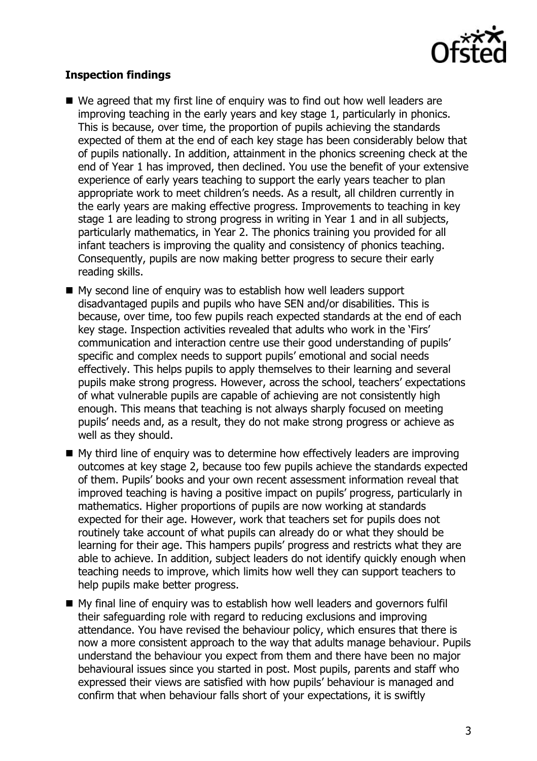**Inspection findings**

- We agreed that my first line of enquiry was to find out how well leaders are improving teaching in the early years and key stage 1, particularly in phonics. This is because, over time, the proportion of pupils achieving the standards expected of them at the end of each key stage has been considerably below that of pupils nationally. In addition, attainment in the phonics screening check at the end of Year 1 has improved, then declined. You use the benefit of your extensive experience of early years teaching to support the early years teacher to plan appropriate work to meet children's needs. As a result, all children currently in the early years are making effective progress. Improvements to teaching in key stage 1 are leading to strong progress in writing in Year 1 and in all subjects, particularly mathematics, in Year 2. The phonics training you provided for all infant teachers is improving the quality and consistency of phonics teaching. Consequently, pupils are now making better progress to secure their early reading skills.
- My second line of enquiry was to establish how well leaders support disadvantaged pupils and pupils who have SEN and/or disabilities. This is because, over time, too few pupils reach expected standards at the end of each key stage. Inspection activities revealed that adults who work in the 'Firs' communication and interaction centre use their good understanding of pupils' specific and complex needs to support pupils' emotional and social needs effectively. This helps pupils to apply themselves to their learning and several pupils make strong progress. However, across the school, teachers' expectations of what vulnerable pupils are capable of achieving are not consistently high enough. This means that teaching is not always sharply focused on meeting pupils' needs and, as a result, they do not make strong progress or achieve as well as they should.
- My third line of enquiry was to determine how effectively leaders are improving outcomes at key stage 2, because too few pupils achieve the standards expected of them. Pupils' books and your own recent assessment information reveal that improved teaching is having a positive impact on pupils' progress, particularly in mathematics. Higher proportions of pupils are now working at standards expected for their age. However, work that teachers set for pupils does not routinely take account of what pupils can already do or what they should be learning for their age. This hampers pupils' progress and restricts what they are able to achieve. In addition, subject leaders do not identify quickly enough when teaching needs to improve, which limits how well they can support teachers to help pupils make better progress.
- My final line of enquiry was to establish how well leaders and governors fulfil their safeguarding role with regard to reducing exclusions and improving attendance. You have revised the behaviour policy, which ensures that there is now a more consistent approach to the way that adults manage behaviour. Pupils understand the behaviour you expect from them and there have been no major behavioural issues since you started in post. Most pupils, parents and staff who expressed their views are satisfied with how pupils' behaviour is managed and confirm that when behaviour falls short of your expectations, it is swiftly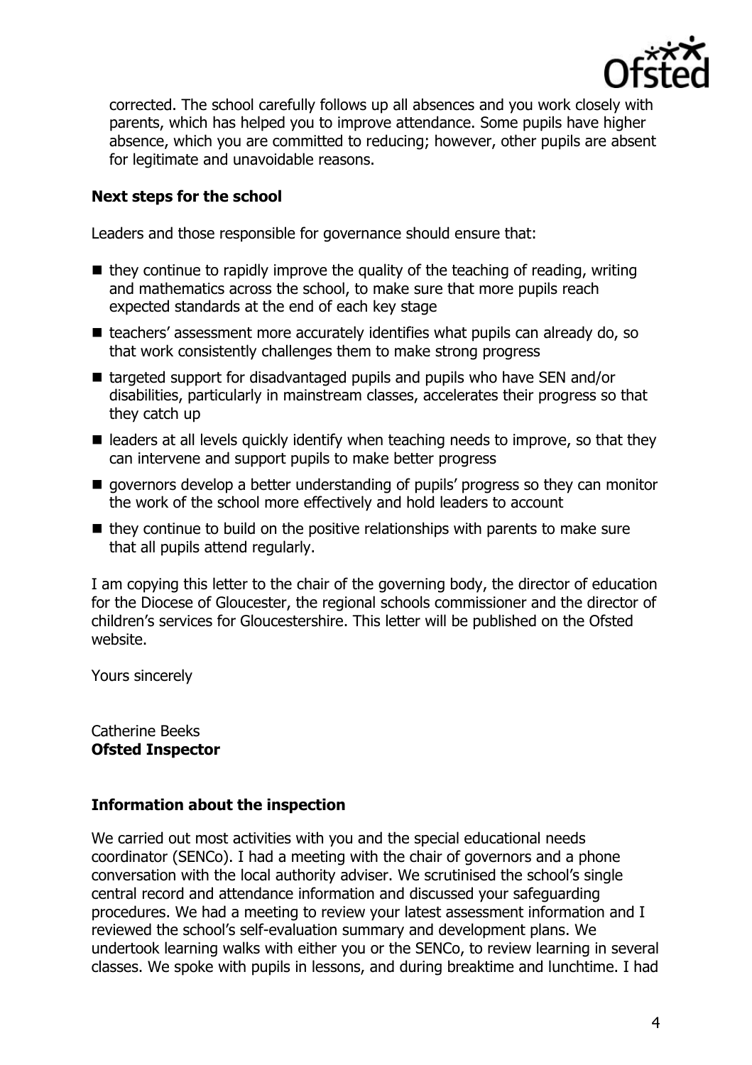corrected. The school carefully follows up all absences and you work closely with parents, which has helped you to improve attendance. Some pupils have higher absence, which you are committed to reducing; however, other pupils are absent for legitimate and unavoidable reasons.

## Next steps for the school

Leaders and those responsible for governance should ensure that:

- they continue to rapidly improve the quality of the teaching of reading, writing and mathematics across the school, to make sure that more pupils reach expected standards at the end of each key stage
- teachers' assessment more accurately identifies what pupils can already do, so that work consistently challenges them to make strong progress
- targeted support for disadvantaged pupils and pupils who have SEN and/or disabilities, particularly in mainstream classes, accelerates their progress so that they catch up
- leaders at all levels quickly identify when teaching needs to improve, so that they can intervene and support pupils to make better progress
- governors develop a better understanding of pupils' progress so they can monitor the work of the school more effectively and hold leaders to account
- they continue to build on the positive relationships with parents to make sure that all pupils attend regularly.

I am copying this letter to the chair of the governing body, the director of education for the Diocese of Gloucester, the regional schools commissioner and the director of children's services for Gloucestershire. This letter will be published on the Ofsted website.

Yours sincerely

Catherine Beeks
**Ofsted Inspector**

## Information about the inspection

We carried out most activities with you and the special educational needs coordinator (SENCo). I had a meeting with the chair of governors and a phone conversation with the local authority adviser. We scrutinised the school's single central record and attendance information and discussed your safeguarding procedures. We had a meeting to review your latest assessment information and I reviewed the school's self-evaluation summary and development plans. We undertook learning walks with either you or the SENCo, to review learning in several classes. We spoke with pupils in lessons, and during breaktime and lunchtime. I had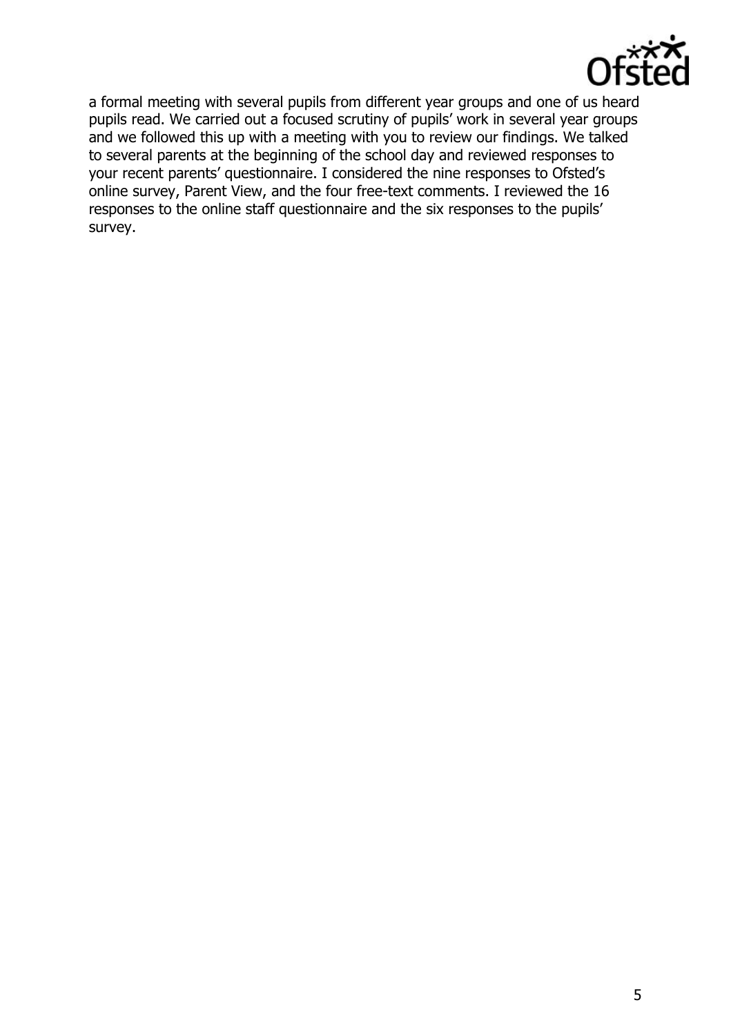a formal meeting with several pupils from different year groups and one of us heard pupils read. We carried out a focused scrutiny of pupils' work in several year groups and we followed this up with a meeting with you to review our findings. We talked to several parents at the beginning of the school day and reviewed responses to your recent parents' questionnaire. I considered the nine responses to Ofsted's online survey, Parent View, and the four free-text comments. I reviewed the 16 responses to the online staff questionnaire and the six responses to the pupils' survey.